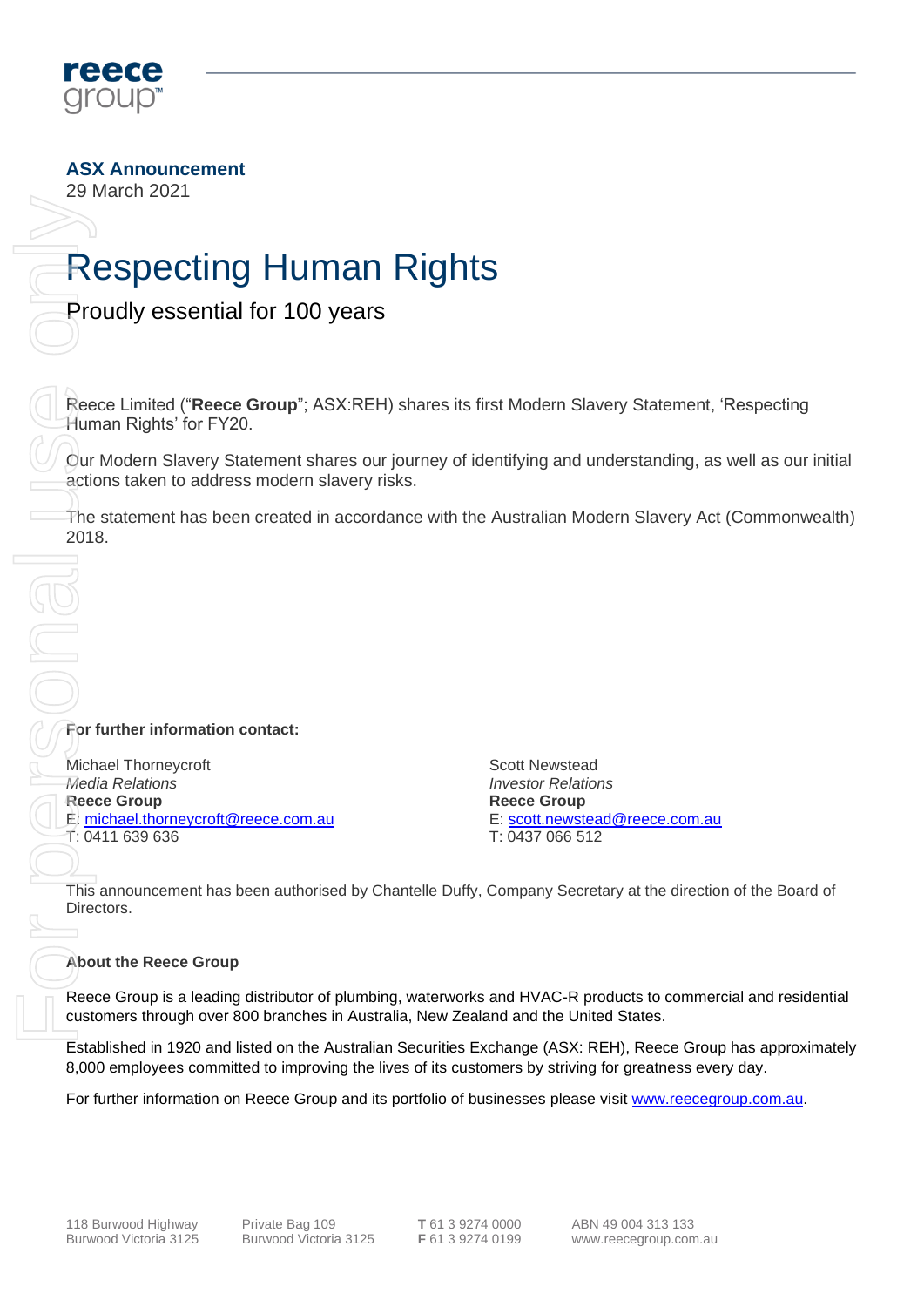**ASX Announcement**
29 March 2021

# Respecting Human Rights

## Proudly essential for 100 years

Reece Limited ("**Reece Group**"; ASX:REH) shares its first Modern Slavery Statement, 'Respecting Human Rights' for FY20.

Our Modern Slavery Statement shares our journey of identifying and understanding, as well as our initial actions taken to address modern slavery risks.

The statement has been created in accordance with the Australian Modern Slavery Act (Commonwealth) 2018.

**For further information contact:**

Michael Thorneycroft
*Media Relations*
**Reece Group**
E: michael.thorneycroft@reece.com.au
T: 0411 639 636

Scott Newstead
*Investor Relations*
**Reece Group**
E: scott.newstead@reece.com.au
T: 0437 066 512

This announcement has been authorised by Chantelle Duffy, Company Secretary at the direction of the Board of Directors.

**About the Reece Group**

Reece Group is a leading distributor of plumbing, waterworks and HVAC-R products to commercial and residential customers through over 800 branches in Australia, New Zealand and the United States.

Established in 1920 and listed on the Australian Securities Exchange (ASX: REH), Reece Group has approximately 8,000 employees committed to improving the lives of its customers by striving for greatness every day.

For further information on Reece Group and its portfolio of businesses please visit www.reecegroup.com.au.

118 Burwood Highway
Burwood Victoria 3125

Private Bag 109
Burwood Victoria 3125

**T** 61 3 9274 0000
**F** 61 3 9274 0199

ABN 49 004 313 133
www.reecegroup.com.au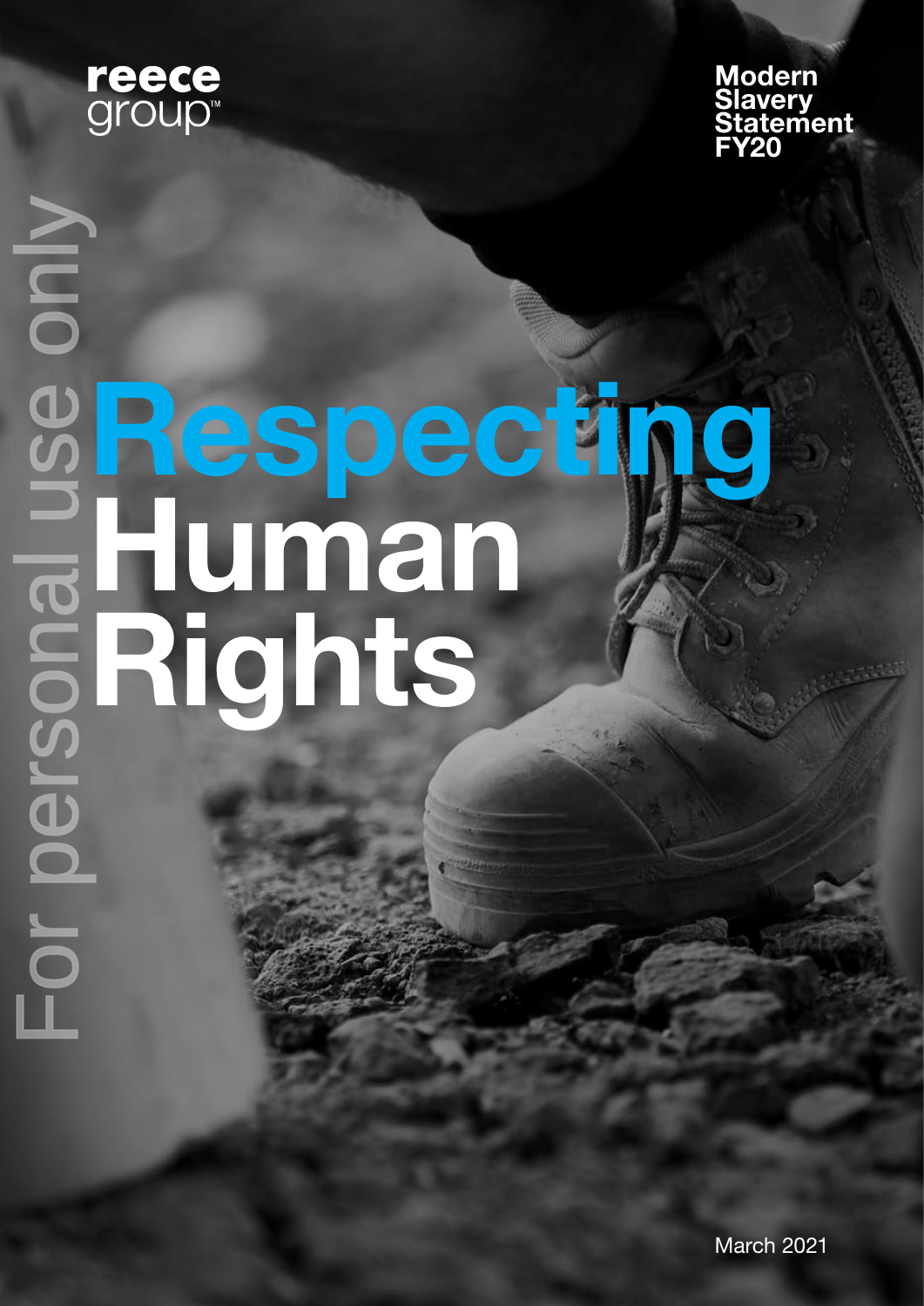reece group™

Modern Slavery Statement FY20

# Respecting Human Rights

March 2021

For personal use only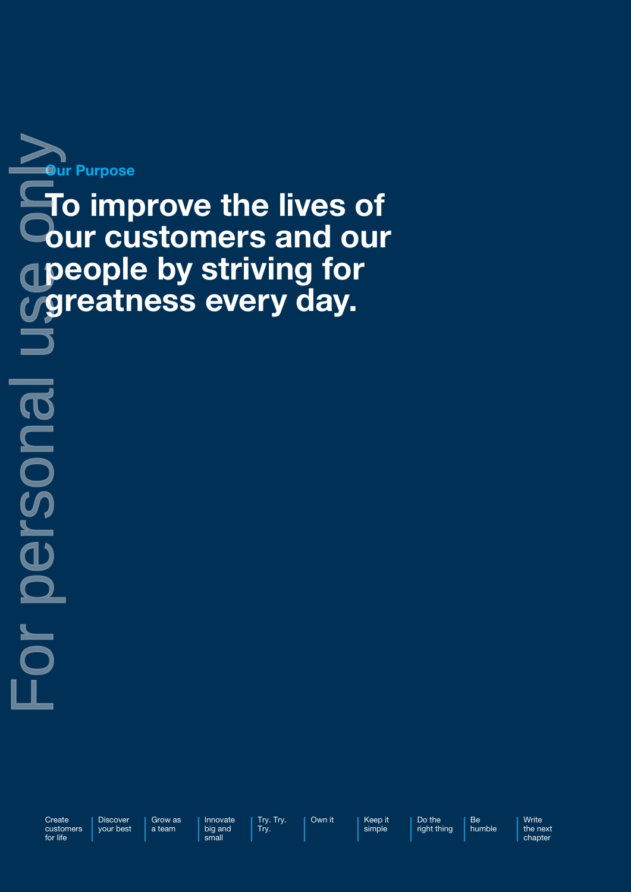## Our Purpose

# To improve the lives of our customers and our people by striving for greatness every day.

- Create customers for life
- Discover your best
- Grow as a team
- Innovate big and small
- Try. Try. Try.
- Own it
- Keep it simple
- Do the right thing
- Be humble
- Write the next chapter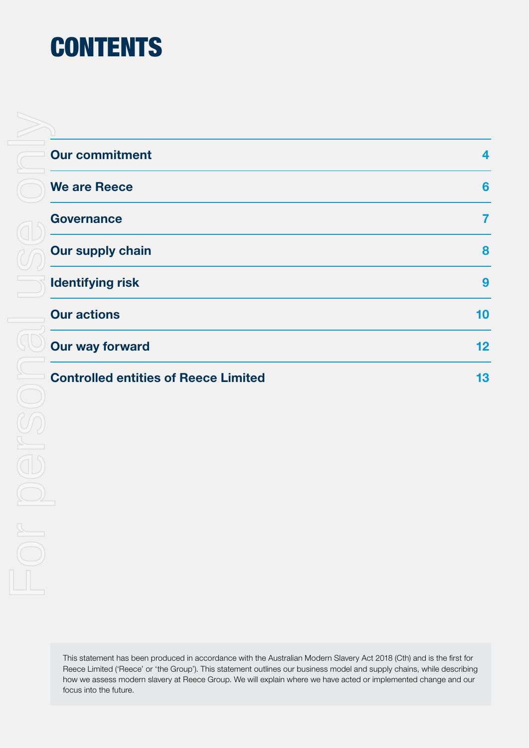# CONTENTS

| | |
|---|---|
| **Our commitment** | 4 |
| **We are Reece** | 6 |
| **Governance** | 7 |
| **Our supply chain** | 8 |
| **Identifying risk** | 9 |
| **Our actions** | 10 |
| **Our way forward** | 12 |
| **Controlled entities of Reece Limited** | 13 |

This statement has been produced in accordance with the Australian Modern Slavery Act 2018 (Cth) and is the first for Reece Limited ('Reece' or 'the Group'). This statement outlines our business model and supply chains, while describing how we assess modern slavery at Reece Group. We will explain where we have acted or implemented change and our focus into the future.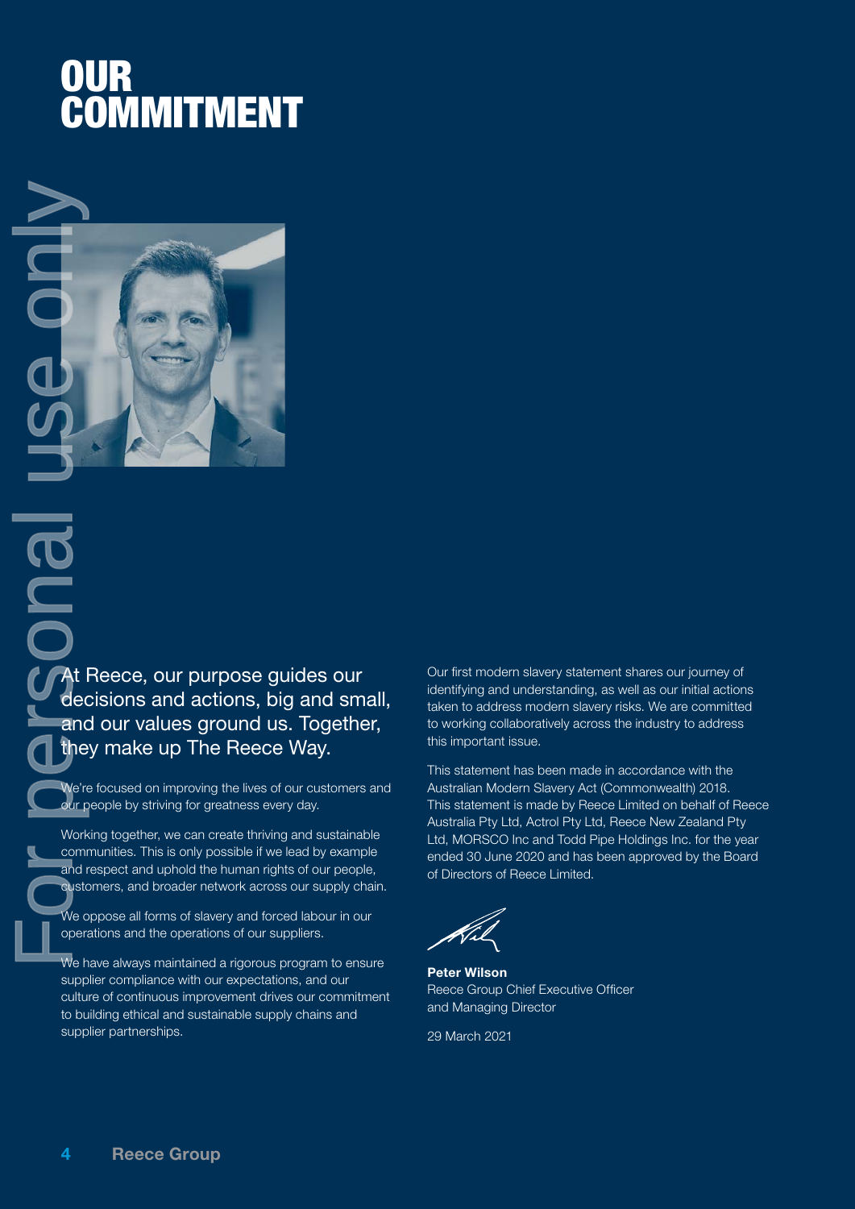# OUR COMMITMENT

At Reece, our purpose guides our decisions and actions, big and small, and our values ground us. Together, they make up The Reece Way.

We're focused on improving the lives of our customers and our people by striving for greatness every day.

Working together, we can create thriving and sustainable communities. This is only possible if we lead by example and respect and uphold the human rights of our people, customers, and broader network across our supply chain.

We oppose all forms of slavery and forced labour in our operations and the operations of our suppliers.

We have always maintained a rigorous program to ensure supplier compliance with our expectations, and our culture of continuous improvement drives our commitment to building ethical and sustainable supply chains and supplier partnerships.

Our first modern slavery statement shares our journey of identifying and understanding, as well as our initial actions taken to address modern slavery risks. We are committed to working collaboratively across the industry to address this important issue.

This statement has been made in accordance with the Australian Modern Slavery Act (Commonwealth) 2018. This statement is made by Reece Limited on behalf of Reece Australia Pty Ltd, Actrol Pty Ltd, Reece New Zealand Pty Ltd, MORSCO Inc and Todd Pipe Holdings Inc. for the year ended 30 June 2020 and has been approved by the Board of Directors of Reece Limited.

**Peter Wilson**
Reece Group Chief Executive Officer and Managing Director

29 March 2021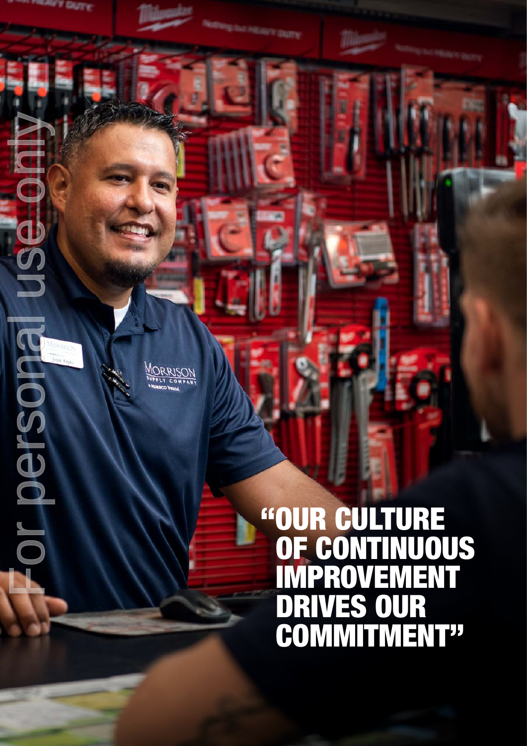"OUR CULTURE OF CONTINUOUS IMPROVEMENT DRIVES OUR COMMITMENT"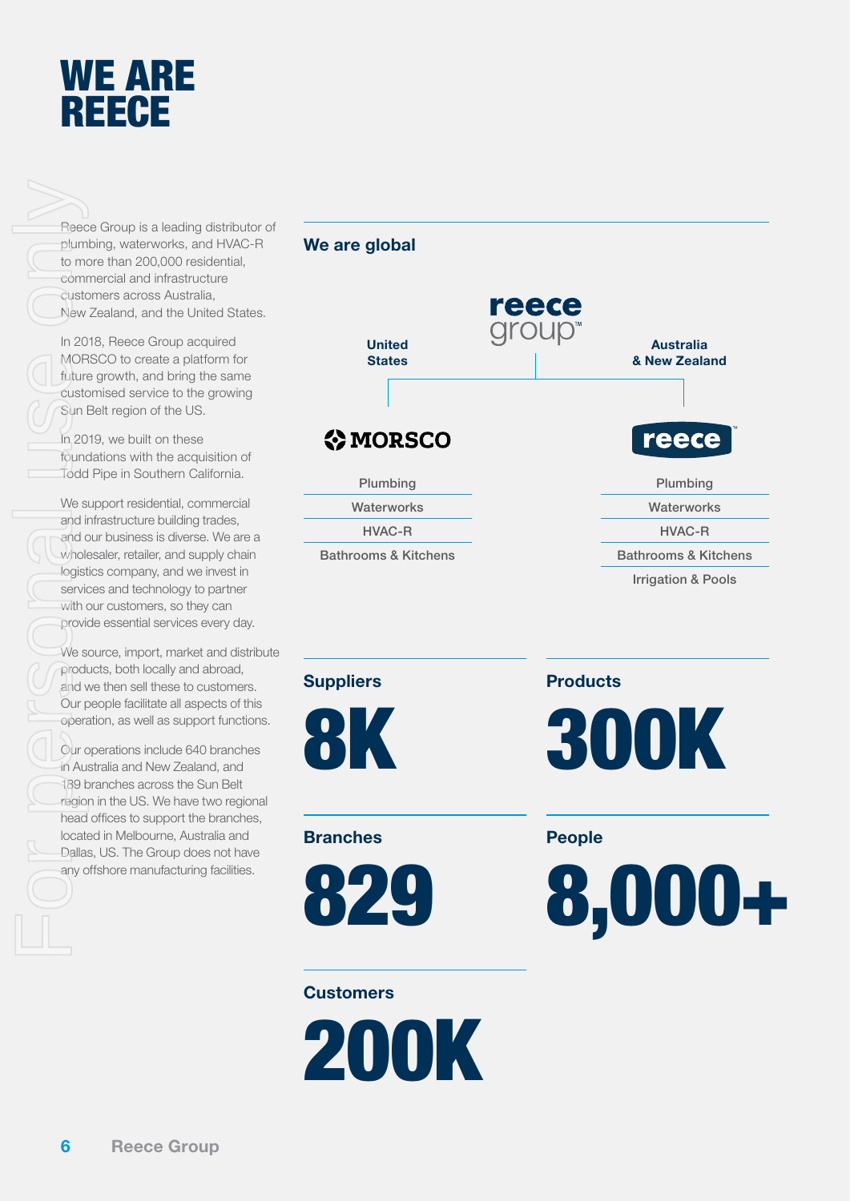# WE ARE REECE

Reece Group is a leading distributor of plumbing, waterworks, and HVAC-R to more than 200,000 residential, commercial and infrastructure customers across Australia, New Zealand, and the United States.

In 2018, Reece Group acquired MORSCO to create a platform for future growth, and bring the same customised service to the growing Sun Belt region of the US.

In 2019, we built on these foundations with the acquisition of Todd Pipe in Southern California.

We support residential, commercial and infrastructure building trades, and our business is diverse. We are a wholesaler, retailer, and supply chain logistics company, and we invest in services and technology to partner with our customers, so they can provide essential services every day.

We source, import, market and distribute products, both locally and abroad, and we then sell these to customers. Our people facilitate all aspects of this operation, as well as support functions.

Our operations include 640 branches in Australia and New Zealand, and 189 branches across the Sun Belt region in the US. We have two regional head offices to support the branches, located in Melbourne, Australia and Dallas, US. The Group does not have any offshore manufacturing facilities.

## We are global

reece group™

**United States** — MORSCO

- Plumbing
- Waterworks
- HVAC-R
- Bathrooms & Kitchens

**Australia & New Zealand** — reece™

- Plumbing
- Waterworks
- HVAC-R
- Bathrooms & Kitchens
- Irrigation & Pools

**Suppliers**

8K

**Products**

300K

**Branches**

829

**People**

8,000+

**Customers**

200K

For personal use only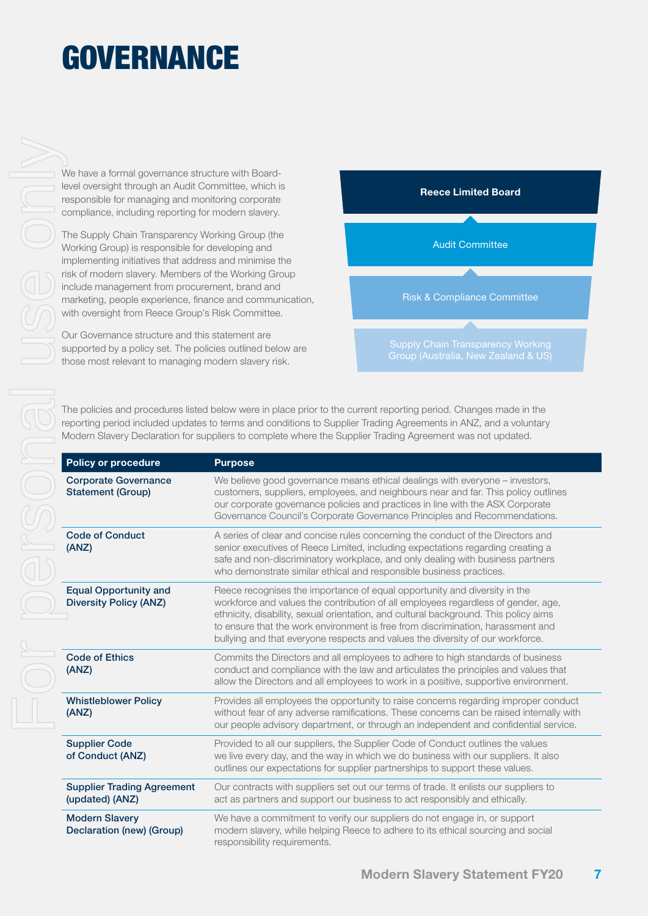# GOVERNANCE

We have a formal governance structure with Board-level oversight through an Audit Committee, which is responsible for managing and monitoring corporate compliance, including reporting for modern slavery.

The Supply Chain Transparency Working Group (the Working Group) is responsible for developing and implementing initiatives that address and minimise the risk of modern slavery. Members of the Working Group include management from procurement, brand and marketing, people experience, finance and communication, with oversight from Reece Group's Risk Committee.

Our Governance structure and this statement are supported by a policy set. The policies outlined below are those most relevant to managing modern slavery risk.

**Reece Limited Board**

Audit Committee

Risk & Compliance Committee

Supply Chain Transparency Working Group (Australia, New Zealand & US)

The policies and procedures listed below were in place prior to the current reporting period. Changes made in the reporting period included updates to terms and conditions to Supplier Trading Agreements in ANZ, and a voluntary Modern Slavery Declaration for suppliers to complete where the Supplier Trading Agreement was not updated.

| Policy or procedure | Purpose |
|---|---|
| **Corporate Governance Statement (Group)** | We believe good governance means ethical dealings with everyone – investors, customers, suppliers, employees, and neighbours near and far. This policy outlines our corporate governance policies and practices in line with the ASX Corporate Governance Council's Corporate Governance Principles and Recommendations. |
| **Code of Conduct (ANZ)** | A series of clear and concise rules concerning the conduct of the Directors and senior executives of Reece Limited, including expectations regarding creating a safe and non-discriminatory workplace, and only dealing with business partners who demonstrate similar ethical and responsible business practices. |
| **Equal Opportunity and Diversity Policy (ANZ)** | Reece recognises the importance of equal opportunity and diversity in the workforce and values the contribution of all employees regardless of gender, age, ethnicity, disability, sexual orientation, and cultural background. This policy aims to ensure that the work environment is free from discrimination, harassment and bullying and that everyone respects and values the diversity of our workforce. |
| **Code of Ethics (ANZ)** | Commits the Directors and all employees to adhere to high standards of business conduct and compliance with the law and articulates the principles and values that allow the Directors and all employees to work in a positive, supportive environment. |
| **Whistleblower Policy (ANZ)** | Provides all employees the opportunity to raise concerns regarding improper conduct without fear of any adverse ramifications. These concerns can be raised internally with our people advisory department, or through an independent and confidential service. |
| **Supplier Code of Conduct (ANZ)** | Provided to all our suppliers, the Supplier Code of Conduct outlines the values we live every day, and the way in which we do business with our suppliers. It also outlines our expectations for supplier partnerships to support these values. |
| **Supplier Trading Agreement (updated) (ANZ)** | Our contracts with suppliers set out our terms of trade. It enlists our suppliers to act as partners and support our business to act responsibly and ethically. |
| **Modern Slavery Declaration (new) (Group)** | We have a commitment to verify our suppliers do not engage in, or support modern slavery, while helping Reece to adhere to its ethical sourcing and social responsibility requirements. |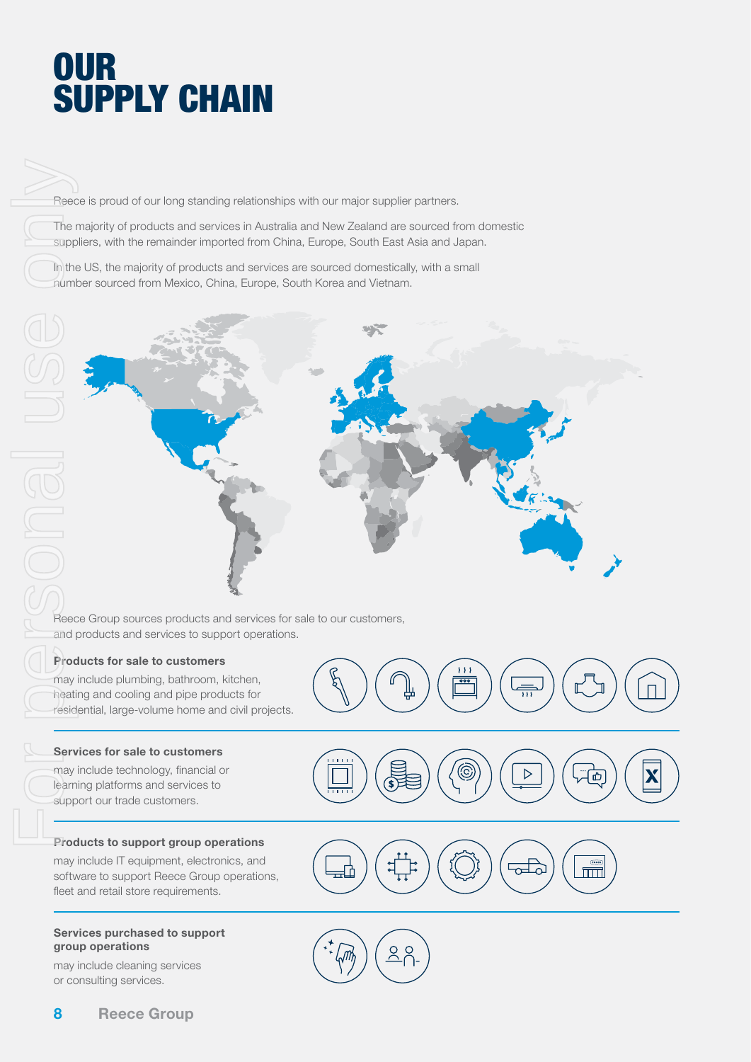# OUR SUPPLY CHAIN

Reece is proud of our long standing relationships with our major supplier partners.

The majority of products and services in Australia and New Zealand are sourced from domestic suppliers, with the remainder imported from China, Europe, South East Asia and Japan.

In the US, the majority of products and services are sourced domestically, with a small number sourced from Mexico, China, Europe, South Korea and Vietnam.

Reece Group sources products and services for sale to our customers, and products and services to support operations.

**Products for sale to customers**

may include plumbing, bathroom, kitchen, heating and cooling and pipe products for residential, large-volume home and civil projects.

**Services for sale to customers**

may include technology, financial or learning platforms and services to support our trade customers.

**Products to support group operations**

may include IT equipment, electronics, and software to support Reece Group operations, fleet and retail store requirements.

**Services purchased to support group operations**

may include cleaning services or consulting services.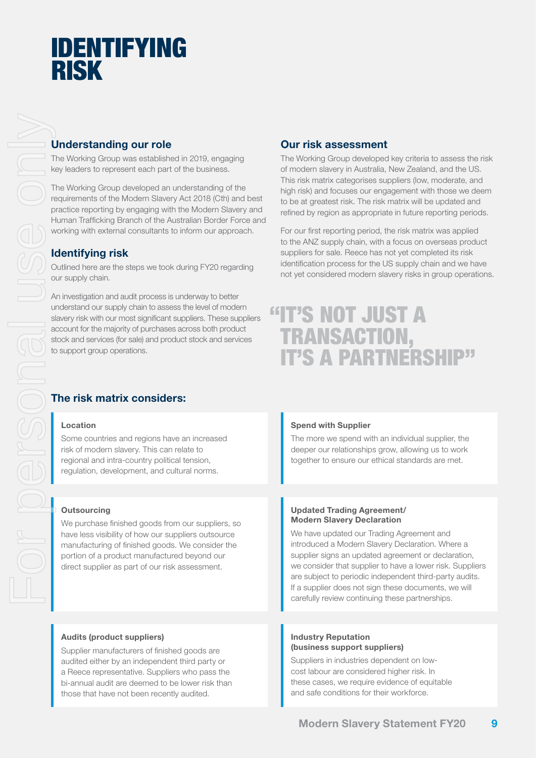# IDENTIFYING RISK

## Understanding our role

The Working Group was established in 2019, engaging key leaders to represent each part of the business.

The Working Group developed an understanding of the requirements of the Modern Slavery Act 2018 (Cth) and best practice reporting by engaging with the Modern Slavery and Human Trafficking Branch of the Australian Border Force and working with external consultants to inform our approach.

## Identifying risk

Outlined here are the steps we took during FY20 regarding our supply chain.

An investigation and audit process is underway to better understand our supply chain to assess the level of modern slavery risk with our most significant suppliers. These suppliers account for the majority of purchases across both product stock and services (for sale) and product stock and services to support group operations.

## Our risk assessment

The Working Group developed key criteria to assess the risk of modern slavery in Australia, New Zealand, and the US. This risk matrix categorises suppliers (low, moderate, and high risk) and focuses our engagement with those we deem to be at greatest risk. The risk matrix will be updated and refined by region as appropriate in future reporting periods.

For our first reporting period, the risk matrix was applied to the ANZ supply chain, with a focus on overseas product suppliers for sale. Reece has not yet completed its risk identification process for the US supply chain and we have not yet considered modern slavery risks in group operations.

> "IT'S NOT JUST A TRANSACTION, IT'S A PARTNERSHIP"

## The risk matrix considers:

**Location**

Some countries and regions have an increased risk of modern slavery. This can relate to regional and intra-country political tension, regulation, development, and cultural norms.

**Spend with Supplier**

The more we spend with an individual supplier, the deeper our relationships grow, allowing us to work together to ensure our ethical standards are met.

**Outsourcing**

We purchase finished goods from our suppliers, so have less visibility of how our suppliers outsource manufacturing of finished goods. We consider the portion of a product manufactured beyond our direct supplier as part of our risk assessment.

**Updated Trading Agreement/ Modern Slavery Declaration**

We have updated our Trading Agreement and introduced a Modern Slavery Declaration. Where a supplier signs an updated agreement or declaration, we consider that supplier to have a lower risk. Suppliers are subject to periodic independent third-party audits. If a supplier does not sign these documents, we will carefully review continuing these partnerships.

**Audits (product suppliers)**

Supplier manufacturers of finished goods are audited either by an independent third party or a Reece representative. Suppliers who pass the bi-annual audit are deemed to be lower risk than those that have not been recently audited.

**Industry Reputation (business support suppliers)**

Suppliers in industries dependent on low-cost labour are considered higher risk. In these cases, we require evidence of equitable and safe conditions for their workforce.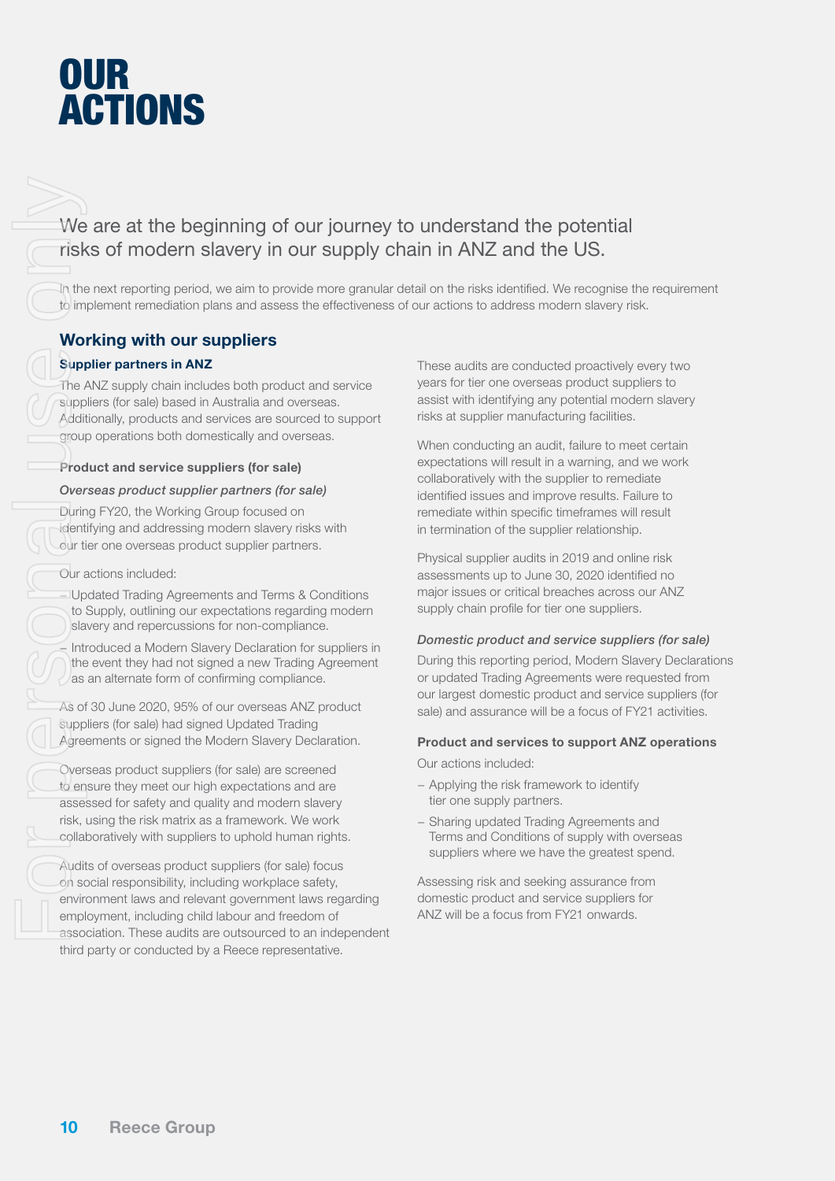# OUR ACTIONS

We are at the beginning of our journey to understand the potential risks of modern slavery in our supply chain in ANZ and the US.

In the next reporting period, we aim to provide more granular detail on the risks identified. We recognise the requirement to implement remediation plans and assess the effectiveness of our actions to address modern slavery risk.

## Working with our suppliers

### Supplier partners in ANZ

The ANZ supply chain includes both product and service suppliers (for sale) based in Australia and overseas. Additionally, products and services are sourced to support group operations both domestically and overseas.

#### Product and service suppliers (for sale)

*Overseas product supplier partners (for sale)*

During FY20, the Working Group focused on identifying and addressing modern slavery risks with our tier one overseas product supplier partners.

Our actions included:

- Updated Trading Agreements and Terms & Conditions to Supply, outlining our expectations regarding modern slavery and repercussions for non-compliance.
- Introduced a Modern Slavery Declaration for suppliers in the event they had not signed a new Trading Agreement as an alternate form of confirming compliance.

As of 30 June 2020, 95% of our overseas ANZ product suppliers (for sale) had signed Updated Trading Agreements or signed the Modern Slavery Declaration.

Overseas product suppliers (for sale) are screened to ensure they meet our high expectations and are assessed for safety and quality and modern slavery risk, using the risk matrix as a framework. We work collaboratively with suppliers to uphold human rights.

Audits of overseas product suppliers (for sale) focus on social responsibility, including workplace safety, environment laws and relevant government laws regarding employment, including child labour and freedom of association. These audits are outsourced to an independent third party or conducted by a Reece representative.

These audits are conducted proactively every two years for tier one overseas product suppliers to assist with identifying any potential modern slavery risks at supplier manufacturing facilities.

When conducting an audit, failure to meet certain expectations will result in a warning, and we work collaboratively with the supplier to remediate identified issues and improve results. Failure to remediate within specific timeframes will result in termination of the supplier relationship.

Physical supplier audits in 2019 and online risk assessments up to June 30, 2020 identified no major issues or critical breaches across our ANZ supply chain profile for tier one suppliers.

*Domestic product and service suppliers (for sale)*

During this reporting period, Modern Slavery Declarations or updated Trading Agreements were requested from our largest domestic product and service suppliers (for sale) and assurance will be a focus of FY21 activities.

#### Product and services to support ANZ operations

Our actions included:

- Applying the risk framework to identify tier one supply partners.
- Sharing updated Trading Agreements and Terms and Conditions of supply with overseas suppliers where we have the greatest spend.

Assessing risk and seeking assurance from domestic product and service suppliers for ANZ will be a focus from FY21 onwards.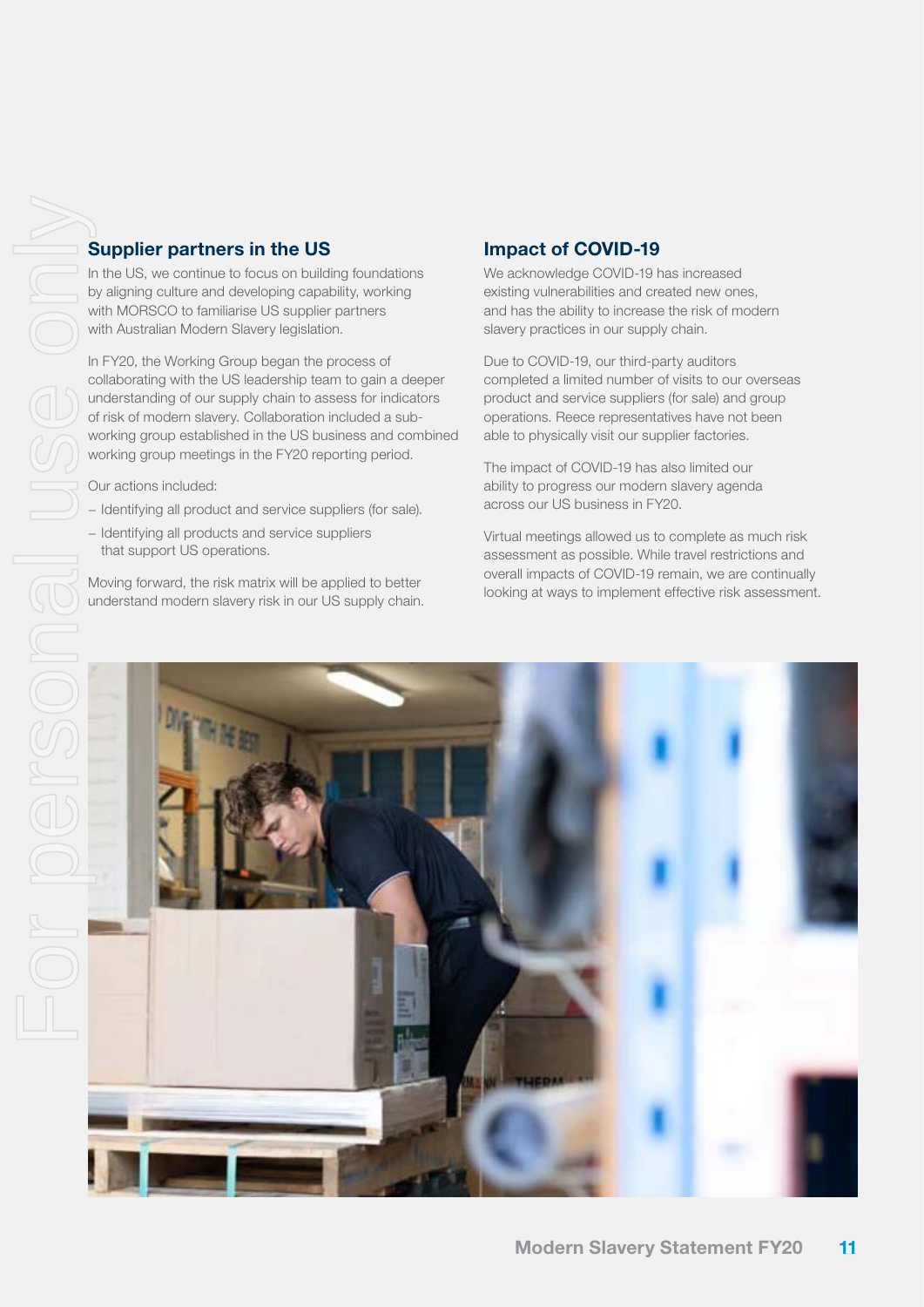## Supplier partners in the US

In the US, we continue to focus on building foundations by aligning culture and developing capability, working with MORSCO to familiarise US supplier partners with Australian Modern Slavery legislation.

In FY20, the Working Group began the process of collaborating with the US leadership team to gain a deeper understanding of our supply chain to assess for indicators of risk of modern slavery. Collaboration included a sub-working group established in the US business and combined working group meetings in the FY20 reporting period.

Our actions included:

- Identifying all product and service suppliers (for sale).
- Identifying all products and service suppliers that support US operations.

Moving forward, the risk matrix will be applied to better understand modern slavery risk in our US supply chain.

## Impact of COVID-19

We acknowledge COVID-19 has increased existing vulnerabilities and created new ones, and has the ability to increase the risk of modern slavery practices in our supply chain.

Due to COVID-19, our third-party auditors completed a limited number of visits to our overseas product and service suppliers (for sale) and group operations. Reece representatives have not been able to physically visit our supplier factories.

The impact of COVID-19 has also limited our ability to progress our modern slavery agenda across our US business in FY20.

Virtual meetings allowed us to complete as much risk assessment as possible. While travel restrictions and overall impacts of COVID-19 remain, we are continually looking at ways to implement effective risk assessment.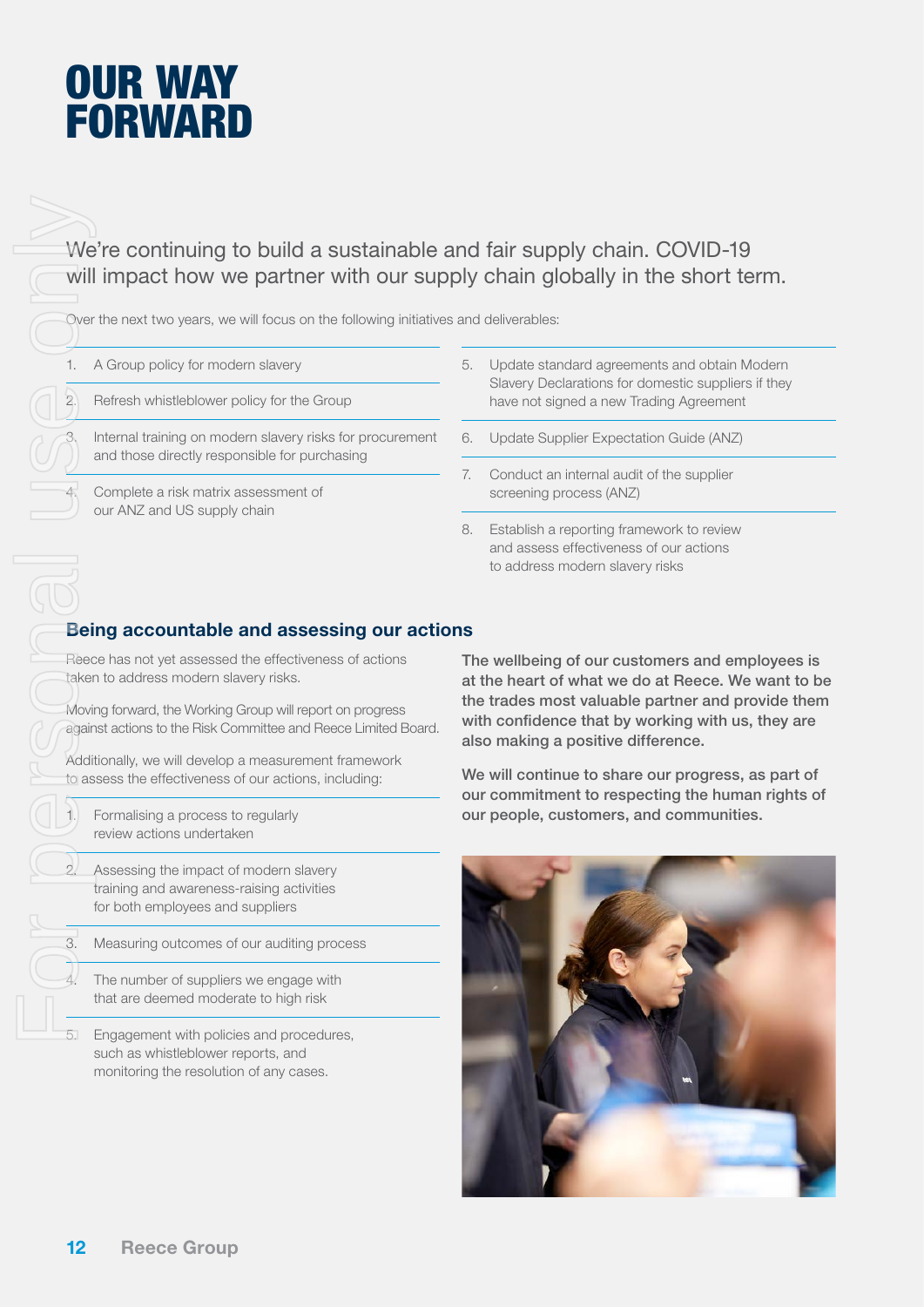# OUR WAY FORWARD

We're continuing to build a sustainable and fair supply chain. COVID-19 will impact how we partner with our supply chain globally in the short term.

Over the next two years, we will focus on the following initiatives and deliverables:

1. A Group policy for modern slavery
2. Refresh whistleblower policy for the Group
3. Internal training on modern slavery risks for procurement and those directly responsible for purchasing
4. Complete a risk matrix assessment of our ANZ and US supply chain
5. Update standard agreements and obtain Modern Slavery Declarations for domestic suppliers if they have not signed a new Trading Agreement
6. Update Supplier Expectation Guide (ANZ)
7. Conduct an internal audit of the supplier screening process (ANZ)
8. Establish a reporting framework to review and assess effectiveness of our actions to address modern slavery risks

## Being accountable and assessing our actions

Reece has not yet assessed the effectiveness of actions taken to address modern slavery risks.

Moving forward, the Working Group will report on progress against actions to the Risk Committee and Reece Limited Board.

Additionally, we will develop a measurement framework to assess the effectiveness of our actions, including:

1. Formalising a process to regularly review actions undertaken
2. Assessing the impact of modern slavery training and awareness-raising activities for both employees and suppliers
3. Measuring outcomes of our auditing process
4. The number of suppliers we engage with that are deemed moderate to high risk
5. Engagement with policies and procedures, such as whistleblower reports, and monitoring the resolution of any cases.

**The wellbeing of our customers and employees is at the heart of what we do at Reece. We want to be the trades most valuable partner and provide them with confidence that by working with us, they are also making a positive difference.**

**We will continue to share our progress, as part of our commitment to respecting the human rights of our people, customers, and communities.**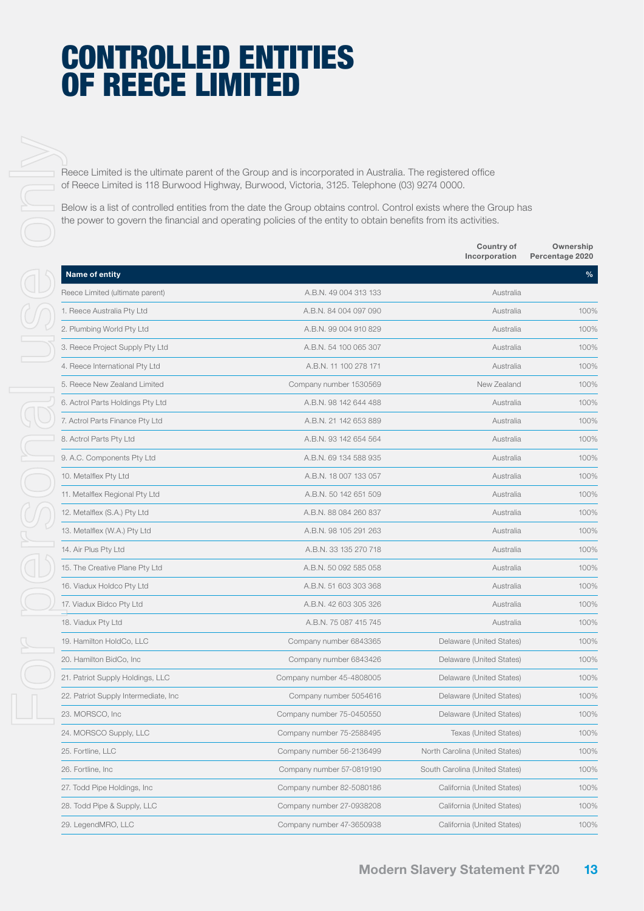# CONTROLLED ENTITIES OF REECE LIMITED

Reece Limited is the ultimate parent of the Group and is incorporated in Australia. The registered office of Reece Limited is 118 Burwood Highway, Burwood, Victoria, 3125. Telephone (03) 9274 0000.

Below is a list of controlled entities from the date the Group obtains control. Control exists where the Group has the power to govern the financial and operating policies of the entity to obtain benefits from its activities.

| Name of entity | | Country of Incorporation | Ownership Percentage 2020 % |
|---|---|---|---|
| Reece Limited (ultimate parent) | A.B.N. 49 004 313 133 | Australia | |
| 1. Reece Australia Pty Ltd | A.B.N. 84 004 097 090 | Australia | 100% |
| 2. Plumbing World Pty Ltd | A.B.N. 99 004 910 829 | Australia | 100% |
| 3. Reece Project Supply Pty Ltd | A.B.N. 54 100 065 307 | Australia | 100% |
| 4. Reece International Pty Ltd | A.B.N. 11 100 278 171 | Australia | 100% |
| 5. Reece New Zealand Limited | Company number 1530569 | New Zealand | 100% |
| 6. Actrol Parts Holdings Pty Ltd | A.B.N. 98 142 644 488 | Australia | 100% |
| 7. Actrol Parts Finance Pty Ltd | A.B.N. 21 142 653 889 | Australia | 100% |
| 8. Actrol Parts Pty Ltd | A.B.N. 93 142 654 564 | Australia | 100% |
| 9. A.C. Components Pty Ltd | A.B.N. 69 134 588 935 | Australia | 100% |
| 10. Metalflex Pty Ltd | A.B.N. 18 007 133 057 | Australia | 100% |
| 11. Metalflex Regional Pty Ltd | A.B.N. 50 142 651 509 | Australia | 100% |
| 12. Metalflex (S.A.) Pty Ltd | A.B.N. 88 084 260 837 | Australia | 100% |
| 13. Metalflex (W.A.) Pty Ltd | A.B.N. 98 105 291 263 | Australia | 100% |
| 14. Air Plus Pty Ltd | A.B.N. 33 135 270 718 | Australia | 100% |
| 15. The Creative Plane Pty Ltd | A.B.N. 50 092 585 058 | Australia | 100% |
| 16. Viadux Holdco Pty Ltd | A.B.N. 51 603 303 368 | Australia | 100% |
| 17. Viadux Bidco Pty Ltd | A.B.N. 42 603 305 326 | Australia | 100% |
| 18. Viadux Pty Ltd | A.B.N. 75 087 415 745 | Australia | 100% |
| 19. Hamilton HoldCo, LLC | Company number 6843365 | Delaware (United States) | 100% |
| 20. Hamilton BidCo, Inc | Company number 6843426 | Delaware (United States) | 100% |
| 21. Patriot Supply Holdings, LLC | Company number 45-4808005 | Delaware (United States) | 100% |
| 22. Patriot Supply Intermediate, Inc | Company number 5054616 | Delaware (United States) | 100% |
| 23. MORSCO, Inc | Company number 75-0450550 | Delaware (United States) | 100% |
| 24. MORSCO Supply, LLC | Company number 75-2588495 | Texas (United States) | 100% |
| 25. Fortline, LLC | Company number 56-2136499 | North Carolina (United States) | 100% |
| 26. Fortline, Inc | Company number 57-0819190 | South Carolina (United States) | 100% |
| 27. Todd Pipe Holdings, Inc | Company number 82-5080186 | California (United States) | 100% |
| 28. Todd Pipe & Supply, LLC | Company number 27-0938208 | California (United States) | 100% |
| 29. LegendMRO, LLC | Company number 47-3650938 | California (United States) | 100% |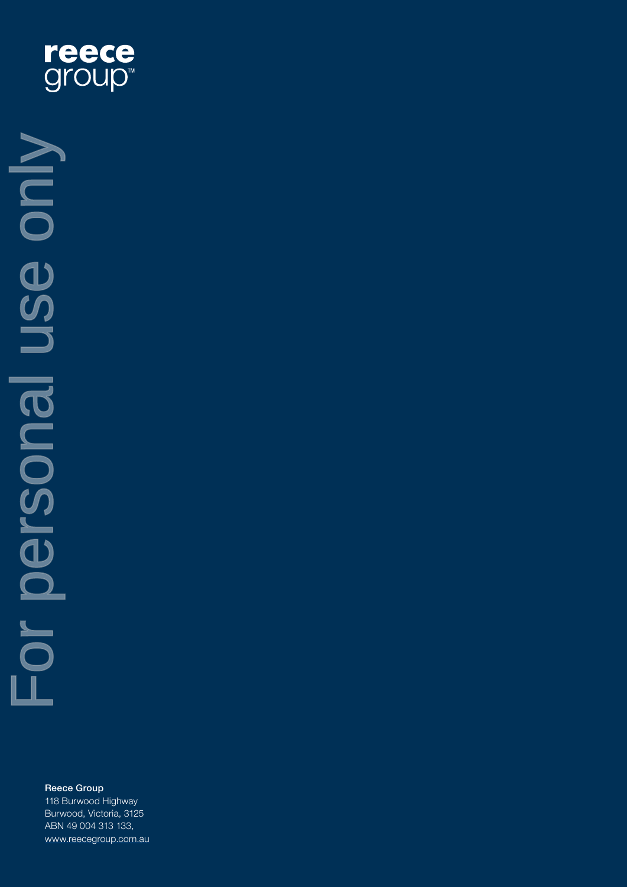reece group™

For personal use only

**Reece Group**
118 Burwood Highway
Burwood, Victoria, 3125
ABN 49 004 313 133,
www.reecegroup.com.au